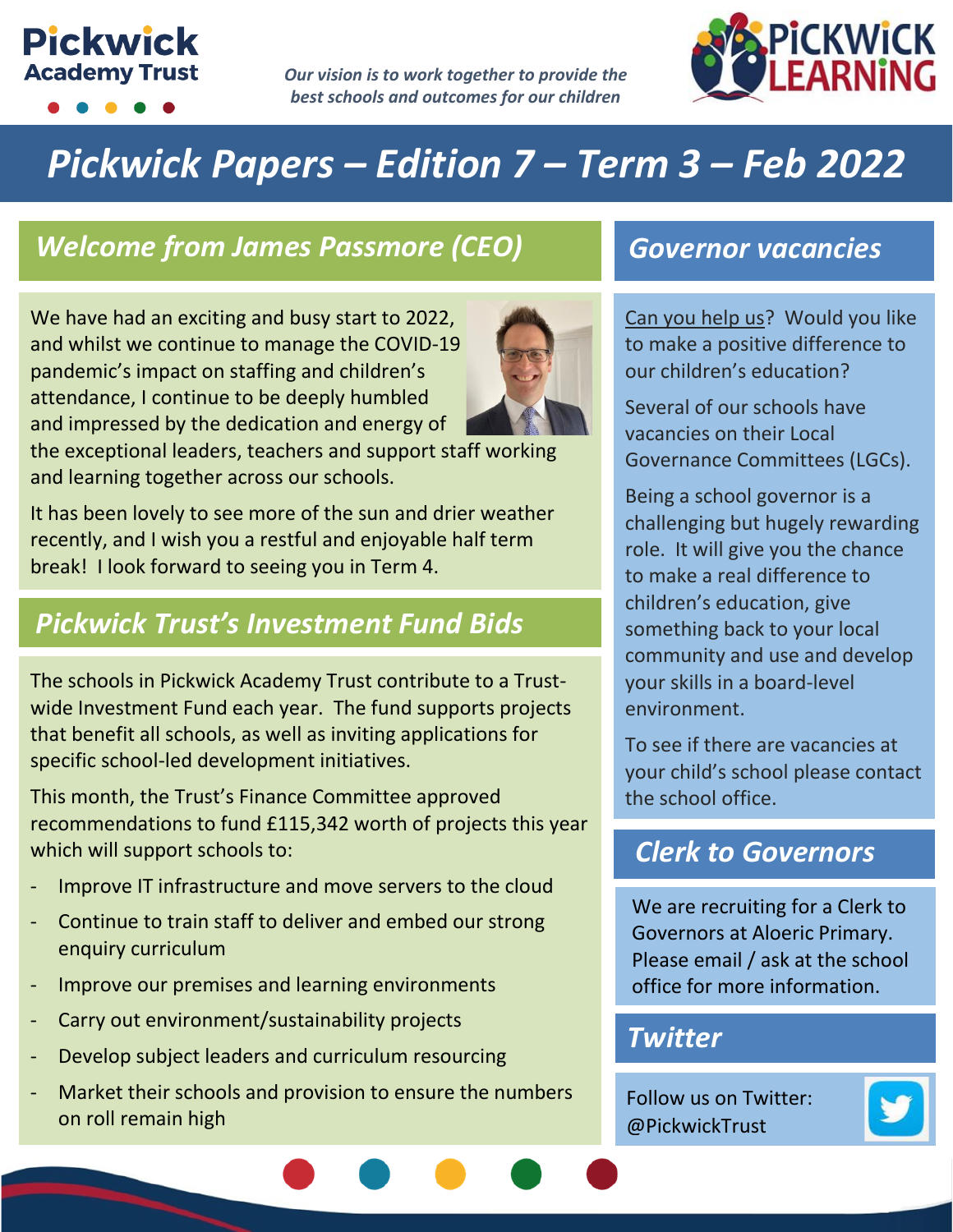Pickwick Academy Trust

*Our vision is to work together to provide the best schools and outcomes for our children*

PICKWICK LEARNING

# *Pickwick Papers – Edition 7 – Term 3 – Feb 2022*

## *Welcome from James Passmore (CEO)*

We have had an exciting and busy start to 2022, and whilst we continue to manage the COVID-19 pandemic's impact on staffing and children's attendance, I continue to be deeply humbled and impressed by the dedication and energy of the exceptional leaders, teachers and support staff working and learning together across our schools.

It has been lovely to see more of the sun and drier weather recently, and I wish you a restful and enjoyable half term break! I look forward to seeing you in Term 4.

## *Pickwick Trust's Investment Fund Bids*

The schools in Pickwick Academy Trust contribute to a Trust-wide Investment Fund each year. The fund supports projects that benefit all schools, as well as inviting applications for specific school-led development initiatives.

This month, the Trust's Finance Committee approved recommendations to fund £115,342 worth of projects this year which will support schools to:

- Improve IT infrastructure and move servers to the cloud
- Continue to train staff to deliver and embed our strong enquiry curriculum
- Improve our premises and learning environments
- Carry out environment/sustainability projects
- Develop subject leaders and curriculum resourcing
- Market their schools and provision to ensure the numbers on roll remain high

## *Governor vacancies*

Can you help us? Would you like to make a positive difference to our children's education?

Several of our schools have vacancies on their Local Governance Committees (LGCs).

Being a school governor is a challenging but hugely rewarding role. It will give you the chance to make a real difference to children's education, give something back to your local community and use and develop your skills in a board-level environment.

To see if there are vacancies at your child's school please contact the school office.

## *Clerk to Governors*

We are recruiting for a Clerk to Governors at Aloeric Primary. Please email / ask at the school office for more information.

## *Twitter*

Follow us on Twitter: @PickwickTrust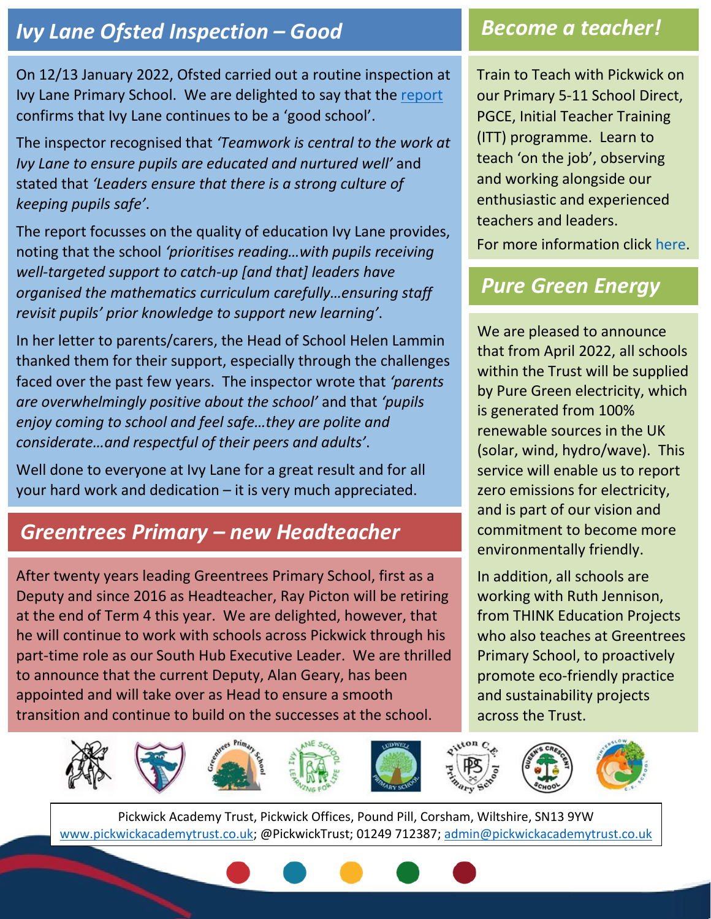## *Ivy Lane Ofsted Inspection – Good*

On 12/13 January 2022, Ofsted carried out a routine inspection at Ivy Lane Primary School. We are delighted to say that the report confirms that Ivy Lane continues to be a 'good school'.

The inspector recognised that *'Teamwork is central to the work at Ivy Lane to ensure pupils are educated and nurtured well'* and stated that *'Leaders ensure that there is a strong culture of keeping pupils safe'*.

The report focusses on the quality of education Ivy Lane provides, noting that the school *'prioritises reading…with pupils receiving well-targeted support to catch-up [and that] leaders have organised the mathematics curriculum carefully…ensuring staff revisit pupils' prior knowledge to support new learning'*.

In her letter to parents/carers, the Head of School Helen Lammin thanked them for their support, especially through the challenges faced over the past few years. The inspector wrote that *'parents are overwhelmingly positive about the school'* and that *'pupils enjoy coming to school and feel safe…they are polite and considerate…and respectful of their peers and adults'*.

Well done to everyone at Ivy Lane for a great result and for all your hard work and dedication – it is very much appreciated.

## *Greentrees Primary – new Headteacher*

After twenty years leading Greentrees Primary School, first as a Deputy and since 2016 as Headteacher, Ray Picton will be retiring at the end of Term 4 this year. We are delighted, however, that he will continue to work with schools across Pickwick through his part-time role as our South Hub Executive Leader. We are thrilled to announce that the current Deputy, Alan Geary, has been appointed and will take over as Head to ensure a smooth transition and continue to build on the successes at the school.

## *Become a teacher!*

Train to Teach with Pickwick on our Primary 5-11 School Direct, PGCE, Initial Teacher Training (ITT) programme. Learn to teach 'on the job', observing and working alongside our enthusiastic and experienced teachers and leaders.

For more information click here.

## *Pure Green Energy*

We are pleased to announce that from April 2022, all schools within the Trust will be supplied by Pure Green electricity, which is generated from 100% renewable sources in the UK (solar, wind, hydro/wave). This service will enable us to report zero emissions for electricity, and is part of our vision and commitment to become more environmentally friendly.

In addition, all schools are working with Ruth Jennison, from THINK Education Projects who also teaches at Greentrees Primary School, to proactively promote eco-friendly practice and sustainability projects across the Trust.

Pickwick Academy Trust, Pickwick Offices, Pound Pill, Corsham, Wiltshire, SN13 9YW
www.pickwickacademytrust.co.uk; @PickwickTrust; 01249 712387; admin@pickwickacademytrust.co.uk